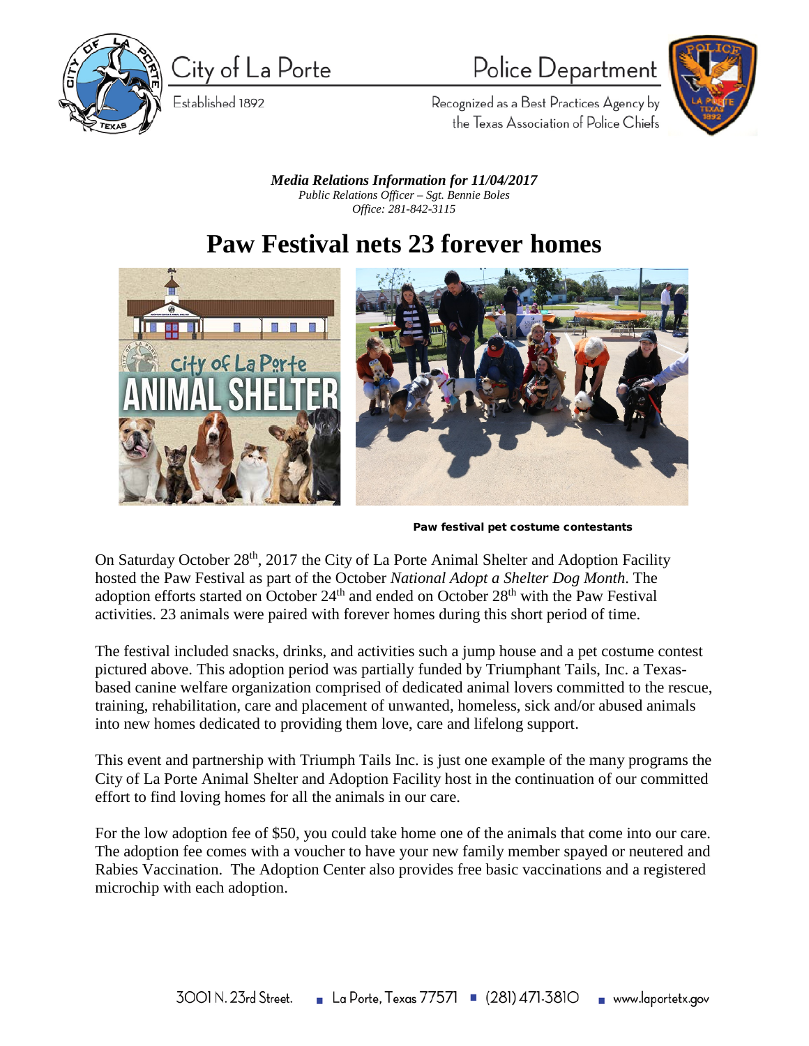City of La Porte

Established 1892

Police Department

Recognized as a Best Practices Agency by the Texas Association of Police Chiefs

***Media Relations Information for 11/04/2017***

*Public Relations Officer – Sgt. Bennie Boles*

*Office: 281-842-3115*

# Paw Festival nets 23 forever homes

**Paw festival pet costume contestants**

On Saturday October 28th, 2017 the City of La Porte Animal Shelter and Adoption Facility hosted the Paw Festival as part of the October *National Adopt a Shelter Dog Month*. The adoption efforts started on October 24th and ended on October 28th with the Paw Festival activities. 23 animals were paired with forever homes during this short period of time.

The festival included snacks, drinks, and activities such a jump house and a pet costume contest pictured above. This adoption period was partially funded by Triumphant Tails, Inc. a Texas-based canine welfare organization comprised of dedicated animal lovers committed to the rescue, training, rehabilitation, care and placement of unwanted, homeless, sick and/or abused animals into new homes dedicated to providing them love, care and lifelong support.

This event and partnership with Triumph Tails Inc. is just one example of the many programs the City of La Porte Animal Shelter and Adoption Facility host in the continuation of our committed effort to find loving homes for all the animals in our care.

For the low adoption fee of $50, you could take home one of the animals that come into our care. The adoption fee comes with a voucher to have your new family member spayed or neutered and Rabies Vaccination. The Adoption Center also provides free basic vaccinations and a registered microchip with each adoption.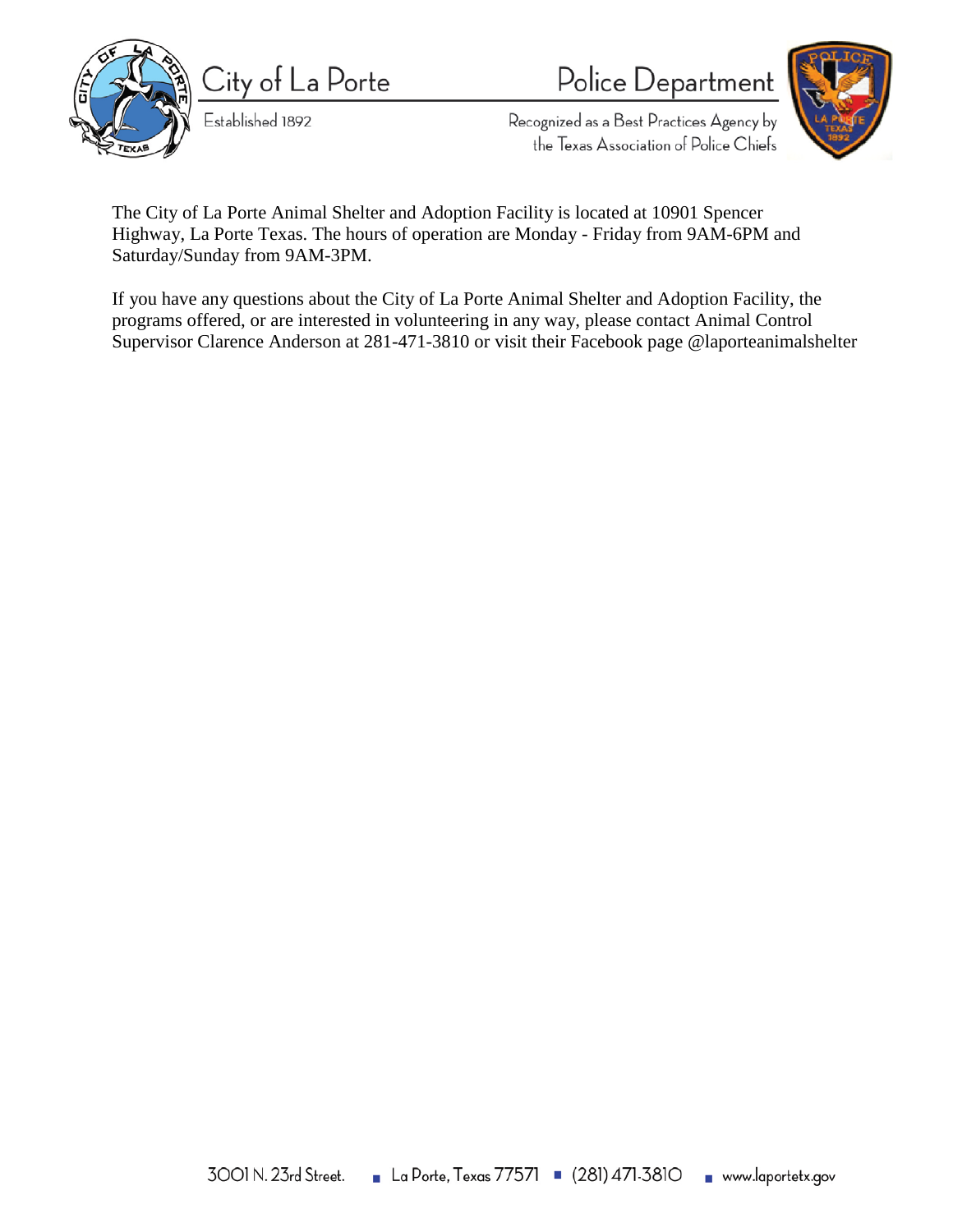The City of La Porte Animal Shelter and Adoption Facility is located at 10901 Spencer Highway, La Porte Texas. The hours of operation are Monday - Friday from 9AM-6PM and Saturday/Sunday from 9AM-3PM.

If you have any questions about the City of La Porte Animal Shelter and Adoption Facility, the programs offered, or are interested in volunteering in any way, please contact Animal Control Supervisor Clarence Anderson at 281-471-3810 or visit their Facebook page @laporteanimalshelter